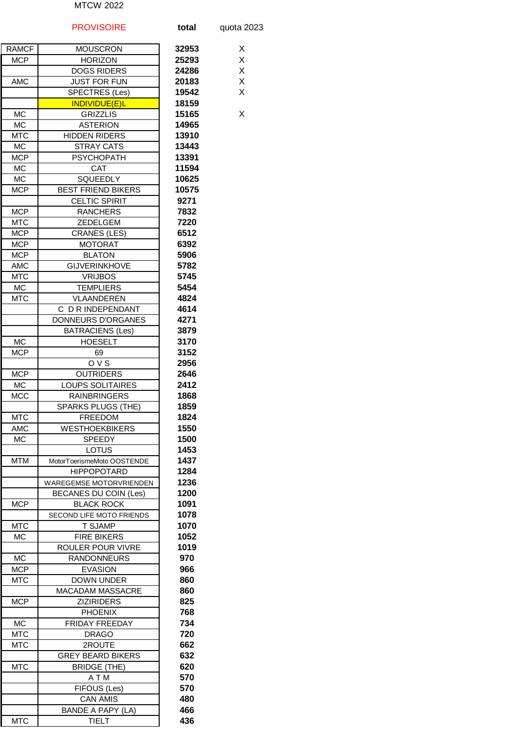MTCW 2022

PROVISOIRE

| | | total | quota 2023 |
|---|---|---|---|
| RAMCF | MOUSCRON | 32953 | X |
| MCP | HORIZON | 25293 | X |
| | DOGS RIDERS | 24286 | X |
| AMC | JUST FOR FUN | 20183 | X |
| | SPECTRES (Les) | 19542 | X |
| | INDIVIDUE(E)L | 18159 | |
| MC | GRIZZLIS | 15165 | X |
| MC | ASTERION | 14965 | |
| MTC | HIDDEN RIDERS | 13910 | |
| MC | STRAY CATS | 13443 | |
| MCP | PSYCHOPATH | 13391 | |
| MC | CAT | 11594 | |
| MC | SQUEEDLY | 10625 | |
| MCP | BEST FRIEND BIKERS | 10575 | |
| | CELTIC SPIRIT | 9271 | |
| MCP | RANCHERS | 7832 | |
| MTC | ZEDELGEM | 7220 | |
| MCP | CRANES (LES) | 6512 | |
| MCP | MOTORAT | 6392 | |
| MCP | BLATON | 5906 | |
| AMC | GIJVERINKHOVE | 5782 | |
| MTC | VRIJBOS | 5745 | |
| MC | TEMPLIERS | 5454 | |
| MTC | VLAANDEREN | 4824 | |
| | C D R INDEPENDANT | 4614 | |
| | DONNEURS D'ORGANES | 4271 | |
| | BATRACIENS (Les) | 3879 | |
| MC | HOESELT | 3170 | |
| MCP | 69 | 3152 | |
| | O V S | 2956 | |
| MCP | OUTRIDERS | 2646 | |
| MC | LOUPS SOLITAIRES | 2412 | |
| MCC | RAINBRINGERS | 1868 | |
| | SPARKS PLUGS (THE) | 1859 | |
| MTC | FREEDOM | 1824 | |
| AMC | WESTHOEKBIKERS | 1550 | |
| MC | SPEEDY | 1500 | |
| | LOTUS | 1453 | |
| MTM | MotorToerismeMoto OOSTENDE | 1437 | |
| | HIPPOPOTARD | 1284 | |
| | WAREGEMSE MOTORVRIENDEN | 1236 | |
| | BECANES DU COIN (Les) | 1200 | |
| MCP | BLACK ROCK | 1091 | |
| | SECOND LIFE MOTO FRIENDS | 1078 | |
| MTC | T SJAMP | 1070 | |
| MC | FIRE BIKERS | 1052 | |
| | ROULER POUR VIVRE | 1019 | |
| MC | RANDONNEURS | 970 | |
| MCP | EVASION | 966 | |
| MTC | DOWN UNDER | 860 | |
| | MACADAM MASSACRE | 860 | |
| MCP | ZIZIRIDERS | 825 | |
| | PHOENIX | 768 | |
| MC | FRIDAY FREEDAY | 734 | |
| MTC | DRAGO | 720 | |
| MTC | 2ROUTE | 662 | |
| | GREY BEARD BIKERS | 632 | |
| MTC | BRIDGE (THE) | 620 | |
| | A T M | 570 | |
| | FIFOUS (Les) | 570 | |
| | CAN AMIS | 480 | |
| | BANDE A PAPY (LA) | 466 | |
| MTC | TIELT | 436 | |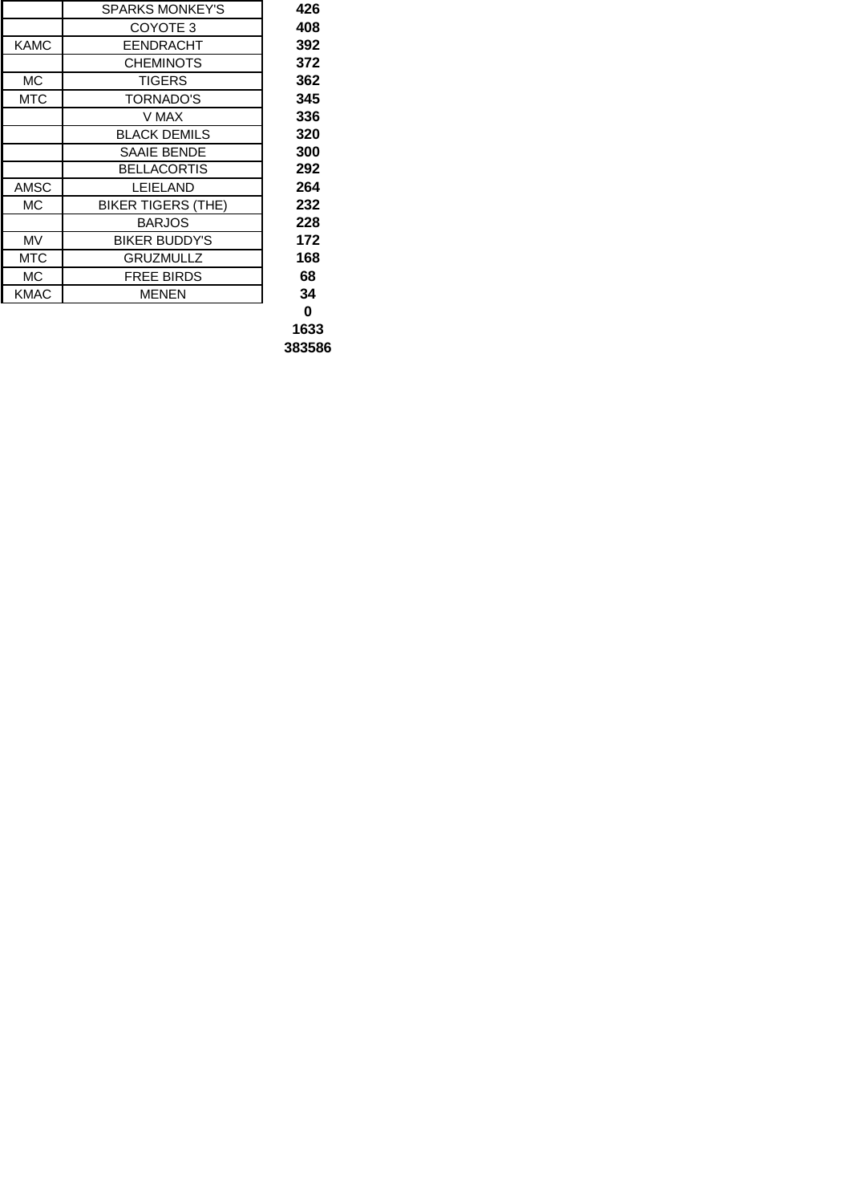| | | |
|---|---|---|
| | SPARKS MONKEY'S | **426** |
| | COYOTE 3 | **408** |
| KAMC | EENDRACHT | **392** |
| | CHEMINOTS | **372** |
| MC | TIGERS | **362** |
| MTC | TORNADO'S | **345** |
| | V MAX | **336** |
| | BLACK DEMILS | **320** |
| | SAAIE BENDE | **300** |
| | BELLACORTIS | **292** |
| AMSC | LEIELAND | **264** |
| MC | BIKER TIGERS (THE) | **232** |
| | BARJOS | **228** |
| MV | BIKER BUDDY'S | **172** |
| MTC | GRUZMULLZ | **168** |
| MC | FREE BIRDS | **68** |
| KMAC | MENEN | **34** |
| | | **0** |
| | | **1633** |
| | | **383586** |